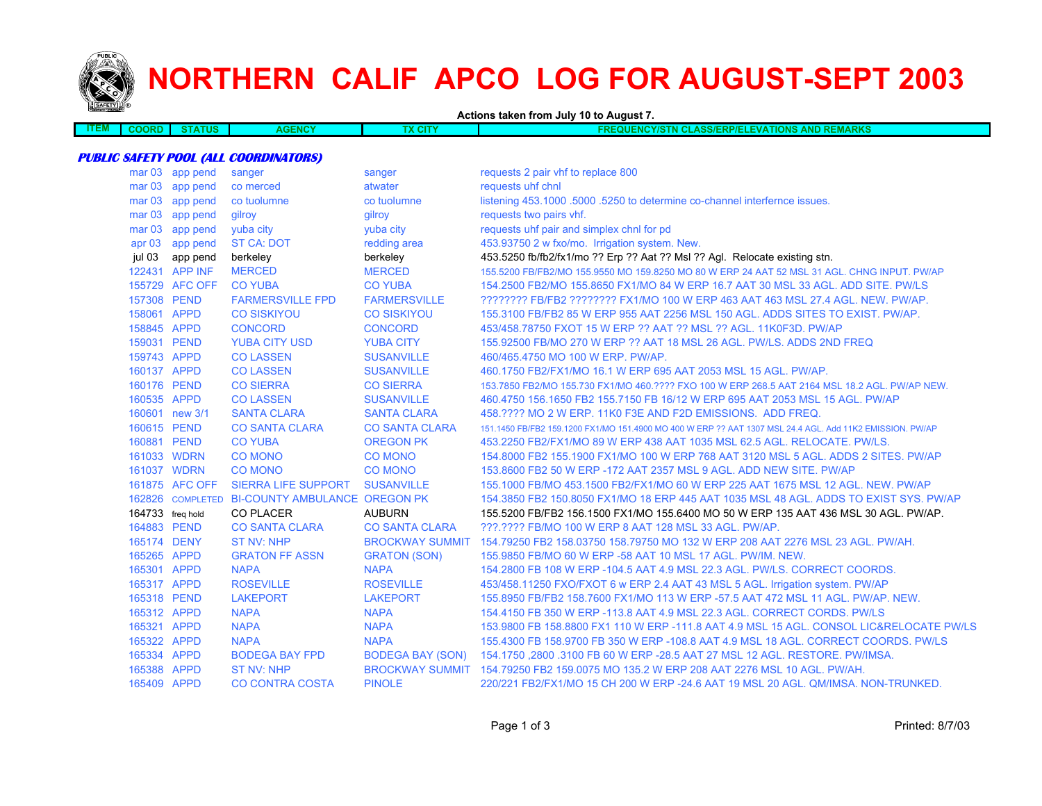# NORTHERN CALIF APCO LOG FOR AUGUST-SEPT 2003

**Actions taken from July 10 to August 7.**

| ITEM | COORD | STATUS | AGENCY | TX CITY | FREQUENCY/STN CLASS/ERP/ELEVATIONS AND REMARKS |
|---|---|---|---|---|---|

***PUBLIC SAFETY POOL (ALL COORDINATORS)***

| ITEM | COORD | STATUS | AGENCY | TX CITY | FREQUENCY/STN CLASS/ERP/ELEVATIONS AND REMARKS |
|---|---|---|---|---|---|
| | mar 03 | app pend | sanger | sanger | requests 2 pair vhf to replace 800 |
| | mar 03 | app pend | co merced | atwater | requests uhf chnl |
| | mar 03 | app pend | co tuolumne | co tuolumne | listening 453.1000 .5000 .5250 to determine co-channel interfernce issues. |
| | mar 03 | app pend | gilroy | gilroy | requests two pairs vhf. |
| | mar 03 | app pend | yuba city | yuba city | requests uhf pair and simplex chnl for pd |
| | apr 03 | app pend | ST CA: DOT | redding area | 453.93750 2 w fxo/mo. Irrigation system. New. |
| | jul 03 | app pend | berkeley | berkeley | 453.5250 fb/fb2/fx1/mo ?? Erp ?? Aat ?? Msl ?? Agl. Relocate existing stn. |
| | 122431 | APP INF | MERCED | MERCED | 155.5200 FB/FB2/MO 155.9550 MO 159.8250 MO 80 W ERP 24 AAT 52 MSL 31 AGL. CHNG INPUT. PW/AP |
| | 155729 | AFC OFF | CO YUBA | CO YUBA | 154.2500 FB2/MO 155.8650 FX1/MO 84 W ERP 16.7 AAT 30 MSL 33 AGL. ADD SITE. PW/LS |
| | 157308 | PEND | FARMERSVILLE FPD | FARMERSVILLE | ???????? FB/FB2 ???????? FX1/MO 100 W ERP 463 AAT 463 MSL 27.4 AGL. NEW. PW/AP. |
| | 158061 | APPD | CO SISKIYOU | CO SISKIYOU | 155.3100 FB/FB2 85 W ERP 955 AAT 2256 MSL 150 AGL. ADDS SITES TO EXIST. PW/AP. |
| | 158845 | APPD | CONCORD | CONCORD | 453/458.78750 FXOT 15 W ERP ?? AAT ?? MSL ?? AGL. 11K0F3D. PW/AP |
| | 159031 | PEND | YUBA CITY USD | YUBA CITY | 155.92500 FB/MO 270 W ERP ?? AAT 18 MSL 26 AGL. PW/LS. ADDS 2ND FREQ |
| | 159743 | APPD | CO LASSEN | SUSANVILLE | 460/465.4750 MO 100 W ERP. PW/AP. |
| | 160137 | APPD | CO LASSEN | SUSANVILLE | 460.1750 FB2/FX1/MO 16.1 W ERP 695 AAT 2053 MSL 15 AGL. PW/AP. |
| | 160176 | PEND | CO SIERRA | CO SIERRA | 153.7850 FB2/MO 155.730 FX1/MO 460.???? FXO 100 W ERP 268.5 AAT 2164 MSL 18.2 AGL. PW/AP NEW. |
| | 160535 | APPD | CO LASSEN | SUSANVILLE | 460.4750 156.1650 FB2 155.7150 FB 16/12 W ERP 695 AAT 2053 MSL 15 AGL. PW/AP |
| | 160601 | new 3/1 | SANTA CLARA | SANTA CLARA | 458.???? MO 2 W ERP. 11K0 F3E AND F2D EMISSIONS. ADD FREQ. |
| | 160615 | PEND | CO SANTA CLARA | CO SANTA CLARA | 151.1450 FB/FB2 159.1200 FX1/MO 151.4900 MO 400 W ERP ?? AAT 1307 MSL 24.4 AGL. Add 11K2 EMISSION. PW/AP |
| | 160881 | PEND | CO YUBA | OREGON PK | 453.2250 FB2/FX1/MO 89 W ERP 438 AAT 1035 MSL 62.5 AGL. RELOCATE. PW/LS. |
| | 161033 | WDRN | CO MONO | CO MONO | 154.8000 FB2 155.1900 FX1/MO 100 W ERP 768 AAT 3120 MSL 5 AGL. ADDS 2 SITES. PW/AP |
| | 161037 | WDRN | CO MONO | CO MONO | 153.8600 FB2 50 W ERP -172 AAT 2357 MSL 9 AGL. ADD NEW SITE. PW/AP |
| | 161875 | AFC OFF | SIERRA LIFE SUPPORT | SUSANVILLE | 155.1000 FB/MO 453.1500 FB2/FX1/MO 60 W ERP 225 AAT 1675 MSL 12 AGL. NEW. PW/AP |
| | 162826 | COMPLETED | BI-COUNTY AMBULANCE | OREGON PK | 154.3850 FB2 150.8050 FX1/MO 18 ERP 445 AAT 1035 MSL 48 AGL. ADDS TO EXIST SYS. PW/AP |
| | 164733 | freq hold | CO PLACER | AUBURN | 155.5200 FB/FB2 156.1500 FX1/MO 155.6400 MO 50 W ERP 135 AAT 436 MSL 30 AGL. PW/AP. |
| | 164883 | PEND | CO SANTA CLARA | CO SANTA CLARA | ???.???? FB/MO 100 W ERP 8 AAT 128 MSL 33 AGL. PW/AP. |
| | 165174 | DENY | ST NV: NHP | BROCKWAY SUMMIT | 154.79250 FB2 158.03750 158.79750 MO 132 W ERP 208 AAT 2276 MSL 23 AGL. PW/AH. |
| | 165265 | APPD | GRATON FF ASSN | GRATON (SON) | 155.9850 FB/MO 60 W ERP -58 AAT 10 MSL 17 AGL. PW/IM. NEW. |
| | 165301 | APPD | NAPA | NAPA | 154.2800 FB 108 W ERP -104.5 AAT 4.9 MSL 22.3 AGL. PW/LS. CORRECT COORDS. |
| | 165317 | APPD | ROSEVILLE | ROSEVILLE | 453/458.11250 FXO/FXOT 6 w ERP 2.4 AAT 43 MSL 5 AGL. Irrigation system. PW/AP |
| | 165318 | PEND | LAKEPORT | LAKEPORT | 155.8950 FB/FB2 158.7600 FX1/MO 113 W ERP -57.5 AAT 472 MSL 11 AGL. PW/AP. NEW. |
| | 165312 | APPD | NAPA | NAPA | 154.4150 FB 350 W ERP -113.8 AAT 4.9 MSL 22.3 AGL. CORRECT CORDS. PW/LS |
| | 165321 | APPD | NAPA | NAPA | 153.9800 FB 158.8800 FX1 110 W ERP -111.8 AAT 4.9 MSL 15 AGL. CONSOL LIC&RELOCATE PW/LS |
| | 165322 | APPD | NAPA | NAPA | 155.4300 FB 158.9700 FB 350 W ERP -108.8 AAT 4.9 MSL 18 AGL. CORRECT COORDS. PW/LS |
| | 165334 | APPD | BODEGA BAY FPD | BODEGA BAY (SON) | 154.1750 ,2800 .3100 FB 60 W ERP -28.5 AAT 27 MSL 12 AGL. RESTORE. PW/IMSA. |
| | 165388 | APPD | ST NV: NHP | BROCKWAY SUMMIT | 154.79250 FB2 159.0075 MO 135.2 W ERP 208 AAT 2276 MSL 10 AGL. PW/AH. |
| | 165409 | APPD | CO CONTRA COSTA | PINOLE | 220/221 FB2/FX1/MO 15 CH 200 W ERP -24.6 AAT 19 MSL 20 AGL. QM/IMSA. NON-TRUNKED. |

Printed: 8/7/03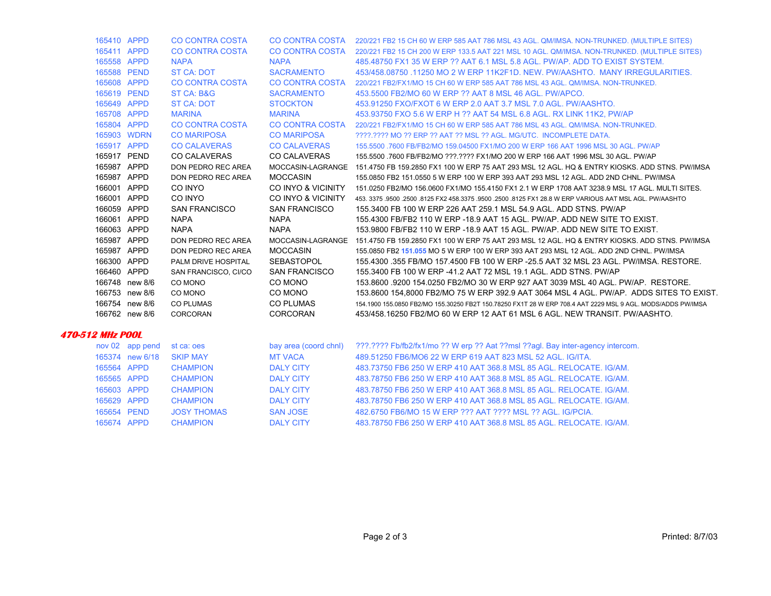| | | | | |
|---|---|---|---|---|
| 165410 | APPD | CO CONTRA COSTA | CO CONTRA COSTA | 220/221 FB2 15 CH 60 W ERP 585 AAT 786 MSL 43 AGL. QM/IMSA. NON-TRUNKED. (MULTIPLE SITES) |
| 165411 | APPD | CO CONTRA COSTA | CO CONTRA COSTA | 220/221 FB2 15 CH 200 W ERP 133.5 AAT 221 MSL 10 AGL. QM/IMSA. NON-TRUNKED. (MULTIPLE SITES) |
| 165558 | APPD | NAPA | NAPA | 485.48750 FX1 35 W ERP ?? AAT 6.1 MSL 5.8 AGL. PW/AP. ADD TO EXIST SYSTEM. |
| 165588 | PEND | ST CA: DOT | SACRAMENTO | 453/458.08750 .11250 MO 2 W ERP 11K2F1D. NEW. PW/AASHTO. MANY IRREGULARITIES. |
| 165608 | APPD | CO CONTRA COSTA | CO CONTRA COSTA | 220/221 FB2/FX1/MO 15 CH 60 W ERP 585 AAT 786 MSL 43 AGL. QM/IMSA. NON-TRUNKED. |
| 165619 | PEND | ST CA: B&G | SACRAMENTO | 453.5500 FB2/MO 60 W ERP ?? AAT 8 MSL 46 AGL. PW/APCO. |
| 165649 | APPD | ST CA: DOT | STOCKTON | 453.91250 FXO/FXOT 6 W ERP 2.0 AAT 3.7 MSL 7.0 AGL. PW/AASHTO. |
| 165708 | APPD | MARINA | MARINA | 453.93750 FXO 5.6 W ERP H ?? AAT 54 MSL 6.8 AGL. RX LINK 11K2, PW/AP |
| 165804 | APPD | CO CONTRA COSTA | CO CONTRA COSTA | 220/221 FB2/FX1/MO 15 CH 60 W ERP 585 AAT 786 MSL 43 AGL. QM/IMSA. NON-TRUNKED. |
| 165903 | WDRN | CO MARIPOSA | CO MARIPOSA | ????.???? MO ?? ERP ?? AAT ?? MSL ?? AGL. MG/UTC. INCOMPLETE DATA. |
| 165917 | APPD | CO CALAVERAS | CO CALAVERAS | 155.5500 .7600 FB/FB2/MO 159.04500 FX1/MO 200 W ERP 166 AAT 1996 MSL 30 AGL. PW/AP |
| 165917 | PEND | CO CALAVERAS | CO CALAVERAS | 155.5500 .7600 FB/FB2/MO ???.???? FX1/MO 200 W ERP 166 AAT 1996 MSL 30 AGL. PW/AP |
| 165987 | APPD | DON PEDRO REC AREA | MOCCASIN-LAGRANGE | 151.4750 FB 159.2850 FX1 100 W ERP 75 AAT 293 MSL 12 AGL. HQ & ENTRY KIOSKS. ADD STNS. PW/IMSA |
| 165987 | APPD | DON PEDRO REC AREA | MOCCASIN | 155.0850 FB2 151.0550 5 W ERP 100 W ERP 393 AAT 293 MSL 12 AGL. ADD 2ND CHNL. PW/IMSA |
| 166001 | APPD | CO INYO | CO INYO & VICINITY | 151.0250 FB2/MO 156.0600 FX1/MO 155.4150 FX1 2.1 W ERP 1708 AAT 3238.9 MSL 17 AGL. MULTI SITES. |
| 166001 | APPD | CO INYO | CO INYO & VICINITY | 453. 3375 .9500 .2500 .8125 FX2 458.3375 .9500 .2500 .8125 FX1 28.8 W ERP VARIOUS AAT MSL AGL. PW/AASHTO |
| 166059 | APPD | SAN FRANCISCO | SAN FRANCISCO | 155.3400 FB 100 W ERP 226 AAT 259.1 MSL 54.9 AGL. ADD STNS. PW/AP |
| 166061 | APPD | NAPA | NAPA | 155.4300 FB/FB2 110 W ERP -18.9 AAT 15 AGL. PW/AP. ADD NEW SITE TO EXIST. |
| 166063 | APPD | NAPA | NAPA | 153.9800 FB/FB2 110 W ERP -18.9 AAT 15 AGL. PW/AP. ADD NEW SITE TO EXIST. |
| 165987 | APPD | DON PEDRO REC AREA | MOCCASIN-LAGRANGE | 151.4750 FB 159.2850 FX1 100 W ERP 75 AAT 293 MSL 12 AGL. HQ & ENTRY KIOSKS. ADD STNS. PW/IMSA |
| 165987 | APPD | DON PEDRO REC AREA | MOCCASIN | 155.0850 FB2 **151.055** MO 5 W ERP 100 W ERP 393 AAT 293 MSL 12 AGL. ADD 2ND CHNL. PW/IMSA |
| 166300 | APPD | PALM DRIVE HOSPITAL | SEBASTOPOL | 155.4300 .355 FB/MO 157.4500 FB 100 W ERP -25.5 AAT 32 MSL 23 AGL. PW/IMSA. RESTORE. |
| 166460 | APPD | SAN FRANCISCO, CI/CO | SAN FRANCISCO | 155.3400 FB 100 W ERP -41.2 AAT 72 MSL 19.1 AGL. ADD STNS. PW/AP |
| 166748 | new 8/6 | CO MONO | CO MONO | 153.8600 .9200 154.0250 FB2/MO 30 W ERP 927 AAT 3039 MSL 40 AGL. PW/AP. RESTORE. |
| 166753 | new 8/6 | CO MONO | CO MONO | 153.8600 154,8000 FB2/MO 75 W ERP 392.9 AAT 3064 MSL 4 AGL. PW/AP. ADDS SITES TO EXIST. |
| 166754 | new 8/6 | CO PLUMAS | CO PLUMAS | 154.1900 155.0850 FB2/MO 155.30250 FB2T 150.78250 FX1T 28 W ERP 708.4 AAT 2229 MSL 9 AGL. MODS/ADDS PW/IMSA |
| 166762 | new 8/6 | CORCORAN | CORCORAN | 453/458.16250 FB2/MO 60 W ERP 12 AAT 61 MSL 6 AGL. NEW TRANSIT. PW/AASHTO. |

***470-512 MHz POOL***

| | | | | |
|---|---|---|---|---|
| nov 02 | app pend | st ca: oes | bay area (coord chnl) | ???.???? Fb/fb2/fx1/mo ?? W erp ?? Aat ??msl ??agl. Bay inter-agency intercom. |
| 165374 | new 6/18 | SKIP MAY | MT VACA | 489.51250 FB6/MO6 22 W ERP 619 AAT 823 MSL 52 AGL. IG/ITA. |
| 165564 | APPD | CHAMPION | DALY CITY | 483.73750 FB6 250 W ERP 410 AAT 368.8 MSL 85 AGL. RELOCATE. IG/AM. |
| 165565 | APPD | CHAMPION | DALY CITY | 483.78750 FB6 250 W ERP 410 AAT 368.8 MSL 85 AGL. RELOCATE. IG/AM. |
| 165603 | APPD | CHAMPION | DALY CITY | 483.78750 FB6 250 W ERP 410 AAT 368.8 MSL 85 AGL. RELOCATE. IG/AM. |
| 165629 | APPD | CHAMPION | DALY CITY | 483.78750 FB6 250 W ERP 410 AAT 368.8 MSL 85 AGL. RELOCATE. IG/AM. |
| 165654 | PEND | JOSY THOMAS | SAN JOSE | 482.6750 FB6/MO 15 W ERP ??? AAT ???? MSL ?? AGL. IG/PCIA. |
| 165674 | APPD | CHAMPION | DALY CITY | 483.78750 FB6 250 W ERP 410 AAT 368.8 MSL 85 AGL. RELOCATE. IG/AM. |

Printed: 8/7/03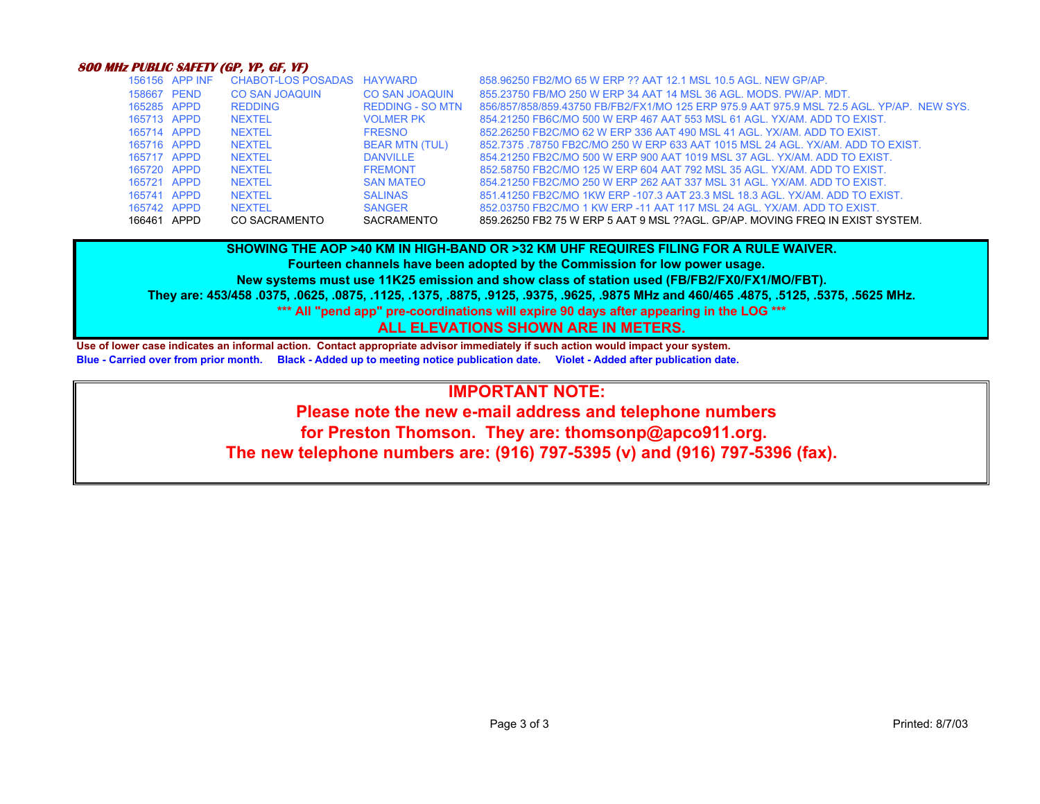### *800 MHz PUBLIC SAFETY (GP, YP, GF, YF)*

| | | | | |
|---|---|---|---|---|
| 156156 | APP INF | CHABOT-LOS POSADAS | HAYWARD | 858.96250 FB2/MO 65 W ERP ?? AAT 12.1 MSL 10.5 AGL. NEW GP/AP. |
| 158667 | PEND | CO SAN JOAQUIN | CO SAN JOAQUIN | 855.23750 FB/MO 250 W ERP 34 AAT 14 MSL 36 AGL. MODS. PW/AP. MDT. |
| 165285 | APPD | REDDING | REDDING - SO MTN | 856/857/858/859.43750 FB/FB2/FX1/MO 125 ERP 975.9 AAT 975.9 MSL 72.5 AGL. YP/AP. NEW SYS. |
| 165713 | APPD | NEXTEL | VOLMER PK | 854.21250 FB6C/MO 500 W ERP 467 AAT 553 MSL 61 AGL. YX/AM. ADD TO EXIST. |
| 165714 | APPD | NEXTEL | FRESNO | 852.26250 FB2C/MO 62 W ERP 336 AAT 490 MSL 41 AGL. YX/AM. ADD TO EXIST. |
| 165716 | APPD | NEXTEL | BEAR MTN (TUL) | 852.7375 .78750 FB2C/MO 250 W ERP 633 AAT 1015 MSL 24 AGL. YX/AM. ADD TO EXIST. |
| 165717 | APPD | NEXTEL | DANVILLE | 854.21250 FB2C/MO 500 W ERP 900 AAT 1019 MSL 37 AGL. YX/AM. ADD TO EXIST. |
| 165720 | APPD | NEXTEL | FREMONT | 852.58750 FB2C/MO 125 W ERP 604 AAT 792 MSL 35 AGL. YX/AM. ADD TO EXIST. |
| 165721 | APPD | NEXTEL | SAN MATEO | 854.21250 FB2C/MO 250 W ERP 262 AAT 337 MSL 31 AGL. YX/AM. ADD TO EXIST. |
| 165741 | APPD | NEXTEL | SALINAS | 851.41250 FB2C/MO 1KW ERP -107.3 AAT 23.3 MSL 18.3 AGL. YX/AM. ADD TO EXIST. |
| 165742 | APPD | NEXTEL | SANGER | 852.03750 FB2C/MO 1 KW ERP -11 AAT 117 MSL 24 AGL. YX/AM. ADD TO EXIST. |
| 166461 | APPD | CO SACRAMENTO | SACRAMENTO | 859.26250 FB2 75 W ERP 5 AAT 9 MSL ??AGL. GP/AP. MOVING FREQ IN EXIST SYSTEM. |

**SHOWING THE AOP >40 KM IN HIGH-BAND OR >32 KM UHF REQUIRES FILING FOR A RULE WAIVER.**

**Fourteen channels have been adopted by the Commission for low power usage.**

**New systems must use 11K25 emission and show class of station used (FB/FB2/FX0/FX1/MO/FBT).**

**They are: 453/458 .0375, .0625, .0875, .1125, .1375, .8875, .9125, .9375, .9625, .9875 MHz and 460/465 .4875, .5125, .5375, .5625 MHz.**

**\*\*\* All "pend app" pre-coordinations will expire 90 days after appearing in the LOG \*\*\***

**ALL ELEVATIONS SHOWN ARE IN METERS.**

**Use of lower case indicates an informal action. Contact appropriate advisor immediately if such action would impact your system.**

**Blue - Carried over from prior month. Black - Added up to meeting notice publication date. Violet - Added after publication date.**

**IMPORTANT NOTE:**

**Please note the new e-mail address and telephone numbers for Preston Thomson. They are: thomsonp@apco911.org.**

**The new telephone numbers are: (916) 797-5395 (v) and (916) 797-5396 (fax).**

Printed: 8/7/03